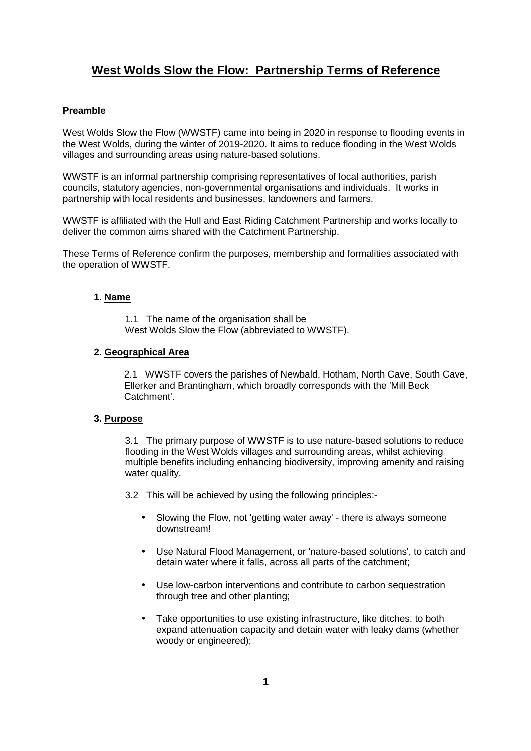# West Wolds Slow the Flow: Partnership Terms of Reference

**Preamble**

West Wolds Slow the Flow (WWSTF) came into being in 2020 in response to flooding events in the West Wolds, during the winter of 2019-2020. It aims to reduce flooding in the West Wolds villages and surrounding areas using nature-based solutions.

WWSTF is an informal partnership comprising representatives of local authorities, parish councils, statutory agencies, non-governmental organisations and individuals. It works in partnership with local residents and businesses, landowners and farmers.

WWSTF is affiliated with the Hull and East Riding Catchment Partnership and works locally to deliver the common aims shared with the Catchment Partnership.

These Terms of Reference confirm the purposes, membership and formalities associated with the operation of WWSTF.

## 1. Name

1.1 The name of the organisation shall be West Wolds Slow the Flow (abbreviated to WWSTF).

## 2. Geographical Area

2.1 WWSTF covers the parishes of Newbald, Hotham, North Cave, South Cave, Ellerker and Brantingham, which broadly corresponds with the 'Mill Beck Catchment'.

## 3. Purpose

3.1 The primary purpose of WWSTF is to use nature-based solutions to reduce flooding in the West Wolds villages and surrounding areas, whilst achieving multiple benefits including enhancing biodiversity, improving amenity and raising water quality.

3.2 This will be achieved by using the following principles:-

- Slowing the Flow, not 'getting water away' - there is always someone downstream!
- Use Natural Flood Management, or 'nature-based solutions', to catch and detain water where it falls, across all parts of the catchment;
- Use low-carbon interventions and contribute to carbon sequestration through tree and other planting;
- Take opportunities to use existing infrastructure, like ditches, to both expand attenuation capacity and detain water with leaky dams (whether woody or engineered);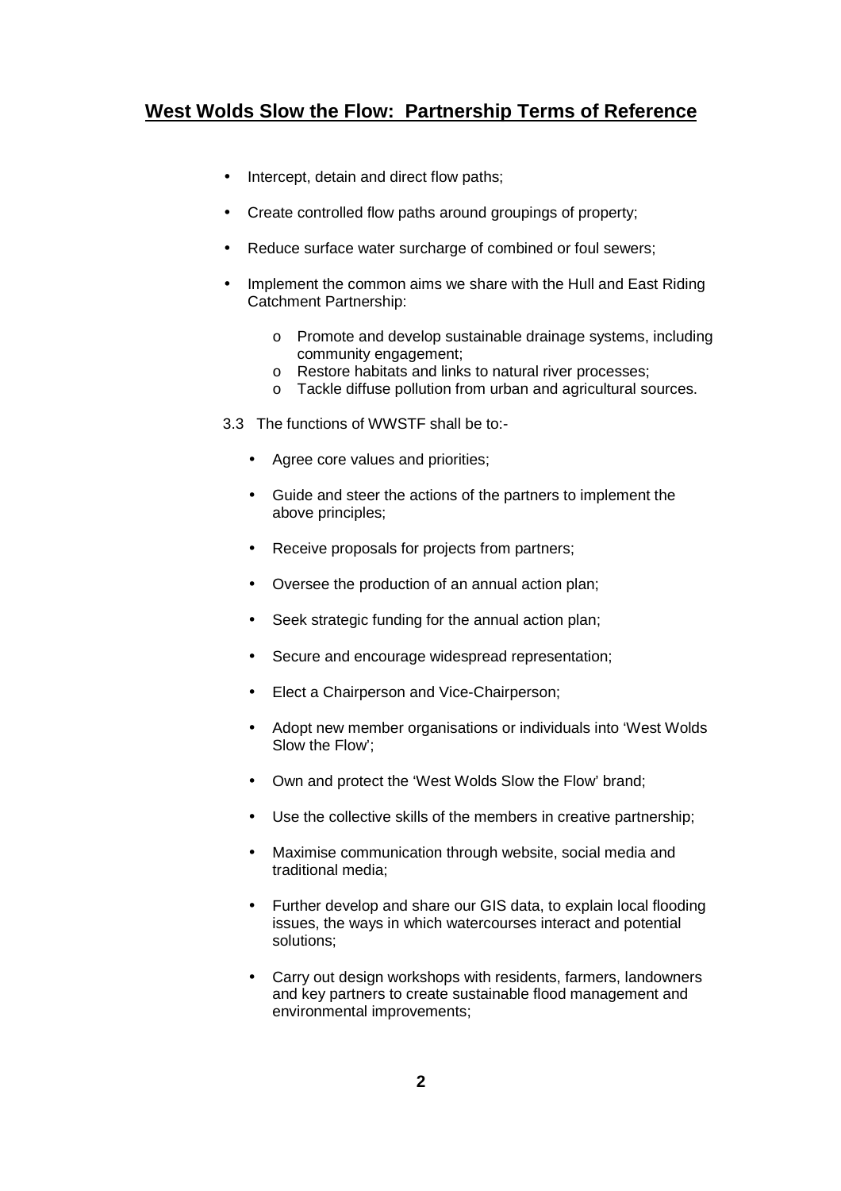## West Wolds Slow the Flow: Partnership Terms of Reference

- Intercept, detain and direct flow paths;
- Create controlled flow paths around groupings of property;
- Reduce surface water surcharge of combined or foul sewers;
- Implement the common aims we share with the Hull and East Riding Catchment Partnership:
  - Promote and develop sustainable drainage systems, including community engagement;
  - Restore habitats and links to natural river processes;
  - Tackle diffuse pollution from urban and agricultural sources.

3.3 The functions of WWSTF shall be to:-

- Agree core values and priorities;
- Guide and steer the actions of the partners to implement the above principles;
- Receive proposals for projects from partners;
- Oversee the production of an annual action plan;
- Seek strategic funding for the annual action plan;
- Secure and encourage widespread representation;
- Elect a Chairperson and Vice-Chairperson;
- Adopt new member organisations or individuals into 'West Wolds Slow the Flow';
- Own and protect the 'West Wolds Slow the Flow' brand;
- Use the collective skills of the members in creative partnership;
- Maximise communication through website, social media and traditional media;
- Further develop and share our GIS data, to explain local flooding issues, the ways in which watercourses interact and potential solutions;
- Carry out design workshops with residents, farmers, landowners and key partners to create sustainable flood management and environmental improvements;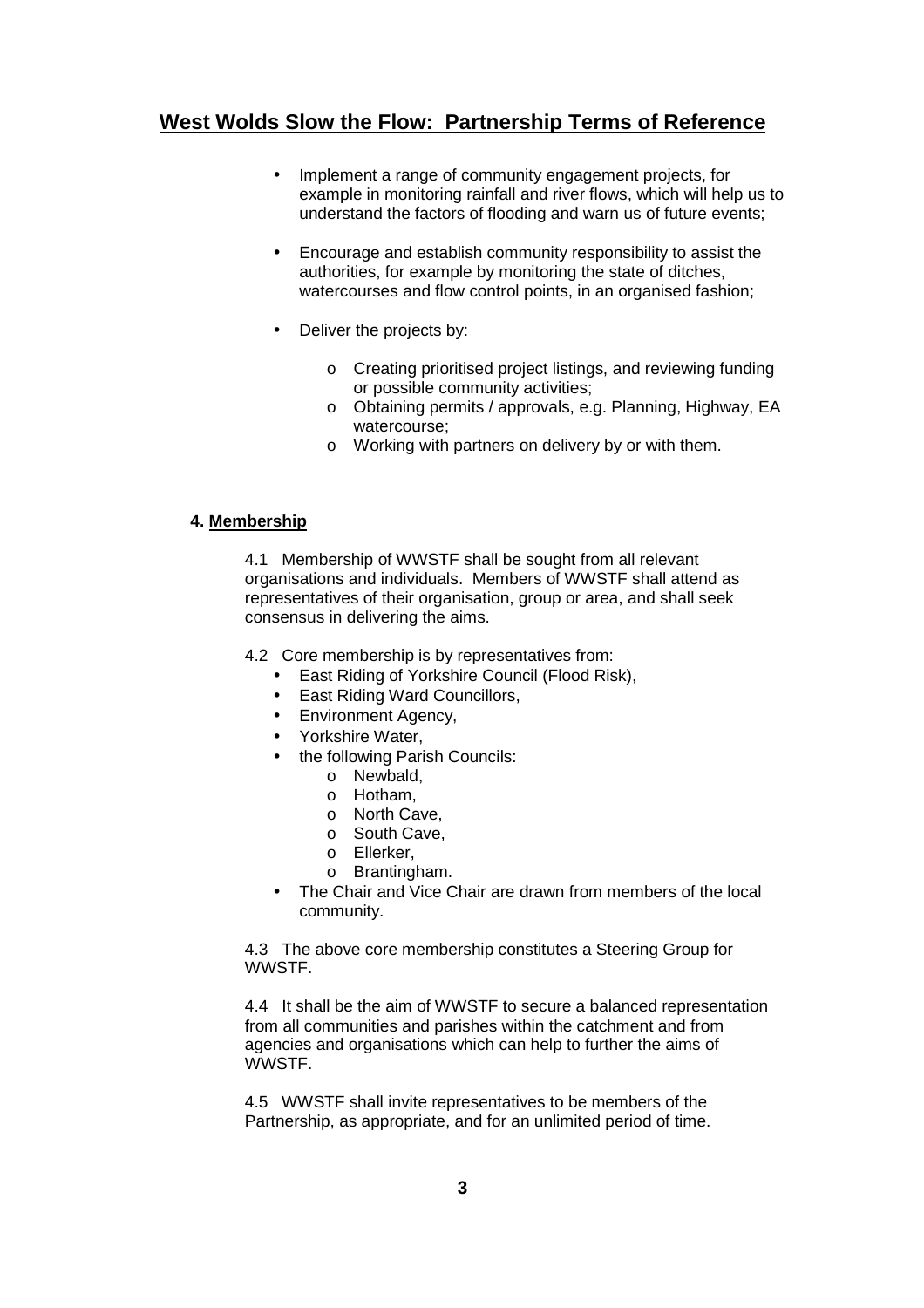## West Wolds Slow the Flow: Partnership Terms of Reference

- Implement a range of community engagement projects, for example in monitoring rainfall and river flows, which will help us to understand the factors of flooding and warn us of future events;
- Encourage and establish community responsibility to assist the authorities, for example by monitoring the state of ditches, watercourses and flow control points, in an organised fashion;
- Deliver the projects by:
  - Creating prioritised project listings, and reviewing funding or possible community activities;
  - Obtaining permits / approvals, e.g. Planning, Highway, EA watercourse;
  - Working with partners on delivery by or with them.

### 4. Membership

4.1 Membership of WWSTF shall be sought from all relevant organisations and individuals. Members of WWSTF shall attend as representatives of their organisation, group or area, and shall seek consensus in delivering the aims.

4.2 Core membership is by representatives from:

- East Riding of Yorkshire Council (Flood Risk),
- East Riding Ward Councillors,
- Environment Agency,
- Yorkshire Water,
- the following Parish Councils:
  - Newbald,
  - Hotham,
  - North Cave,
  - South Cave,
  - Ellerker,
  - Brantingham.
- The Chair and Vice Chair are drawn from members of the local community.

4.3 The above core membership constitutes a Steering Group for WWSTF.

4.4 It shall be the aim of WWSTF to secure a balanced representation from all communities and parishes within the catchment and from agencies and organisations which can help to further the aims of WWSTF.

4.5 WWSTF shall invite representatives to be members of the Partnership, as appropriate, and for an unlimited period of time.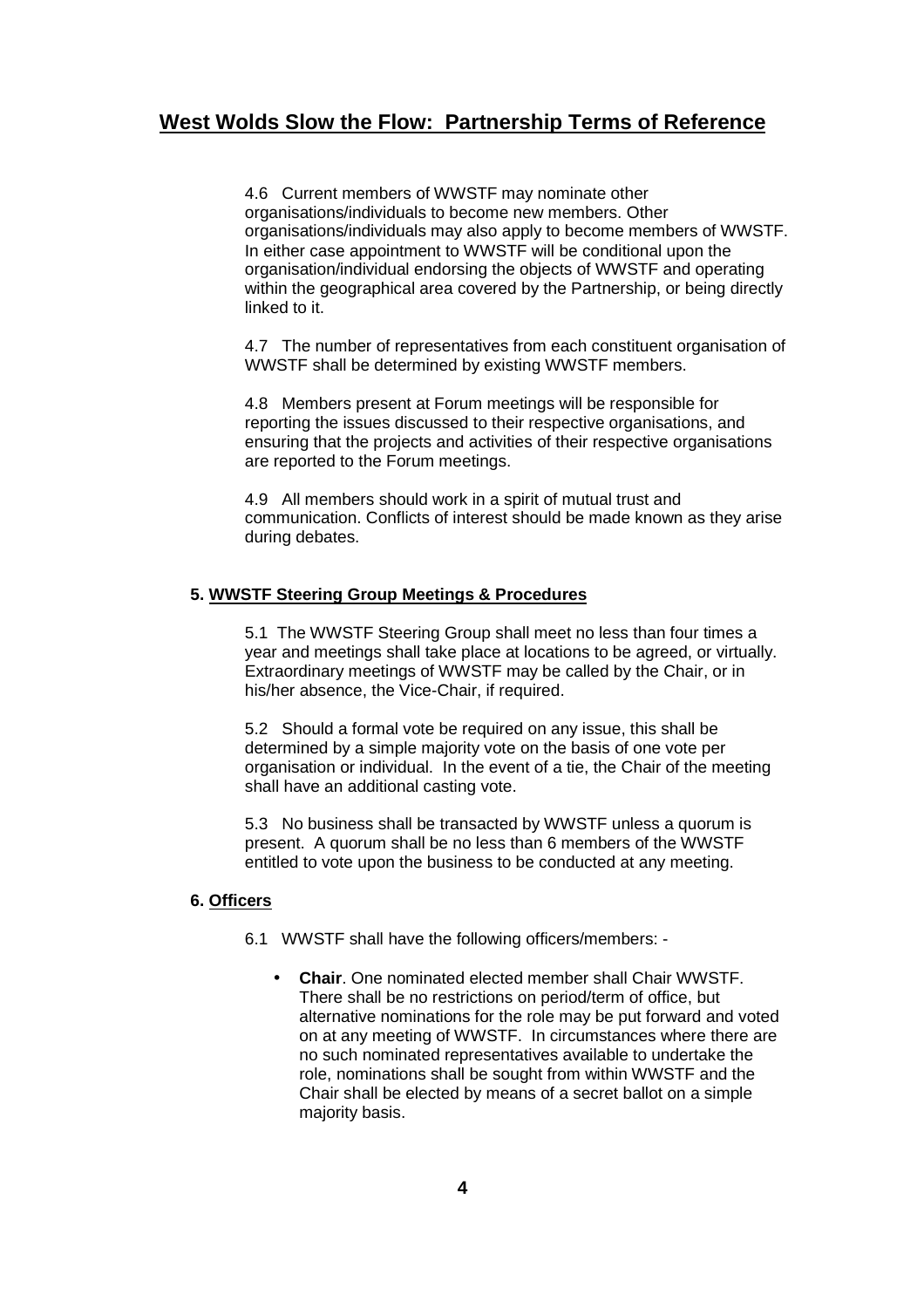4.6 Current members of WWSTF may nominate other organisations/individuals to become new members. Other organisations/individuals may also apply to become members of WWSTF. In either case appointment to WWSTF will be conditional upon the organisation/individual endorsing the objects of WWSTF and operating within the geographical area covered by the Partnership, or being directly linked to it.

4.7 The number of representatives from each constituent organisation of WWSTF shall be determined by existing WWSTF members.

4.8 Members present at Forum meetings will be responsible for reporting the issues discussed to their respective organisations, and ensuring that the projects and activities of their respective organisations are reported to the Forum meetings.

4.9 All members should work in a spirit of mutual trust and communication. Conflicts of interest should be made known as they arise during debates.

### 5. WWSTF Steering Group Meetings & Procedures

5.1 The WWSTF Steering Group shall meet no less than four times a year and meetings shall take place at locations to be agreed, or virtually. Extraordinary meetings of WWSTF may be called by the Chair, or in his/her absence, the Vice-Chair, if required.

5.2 Should a formal vote be required on any issue, this shall be determined by a simple majority vote on the basis of one vote per organisation or individual. In the event of a tie, the Chair of the meeting shall have an additional casting vote.

5.3 No business shall be transacted by WWSTF unless a quorum is present. A quorum shall be no less than 6 members of the WWSTF entitled to vote upon the business to be conducted at any meeting.

### 6. Officers

6.1 WWSTF shall have the following officers/members: -

- **Chair**. One nominated elected member shall Chair WWSTF. There shall be no restrictions on period/term of office, but alternative nominations for the role may be put forward and voted on at any meeting of WWSTF. In circumstances where there are no such nominated representatives available to undertake the role, nominations shall be sought from within WWSTF and the Chair shall be elected by means of a secret ballot on a simple majority basis.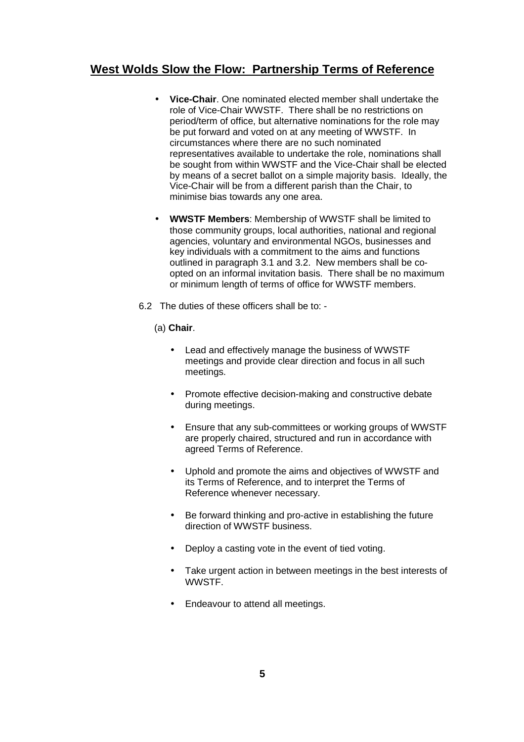- **Vice-Chair**. One nominated elected member shall undertake the role of Vice-Chair WWSTF. There shall be no restrictions on period/term of office, but alternative nominations for the role may be put forward and voted on at any meeting of WWSTF. In circumstances where there are no such nominated representatives available to undertake the role, nominations shall be sought from within WWSTF and the Vice-Chair shall be elected by means of a secret ballot on a simple majority basis. Ideally, the Vice-Chair will be from a different parish than the Chair, to minimise bias towards any one area.

- **WWSTF Members**: Membership of WWSTF shall be limited to those community groups, local authorities, national and regional agencies, voluntary and environmental NGOs, businesses and key individuals with a commitment to the aims and functions outlined in paragraph 3.1 and 3.2. New members shall be co-opted on an informal invitation basis. There shall be no maximum or minimum length of terms of office for WWSTF members.

6.2 The duties of these officers shall be to: -

(a) **Chair**.

- Lead and effectively manage the business of WWSTF meetings and provide clear direction and focus in all such meetings.

- Promote effective decision-making and constructive debate during meetings.

- Ensure that any sub-committees or working groups of WWSTF are properly chaired, structured and run in accordance with agreed Terms of Reference.

- Uphold and promote the aims and objectives of WWSTF and its Terms of Reference, and to interpret the Terms of Reference whenever necessary.

- Be forward thinking and pro-active in establishing the future direction of WWSTF business.

- Deploy a casting vote in the event of tied voting.

- Take urgent action in between meetings in the best interests of WWSTF.

- Endeavour to attend all meetings.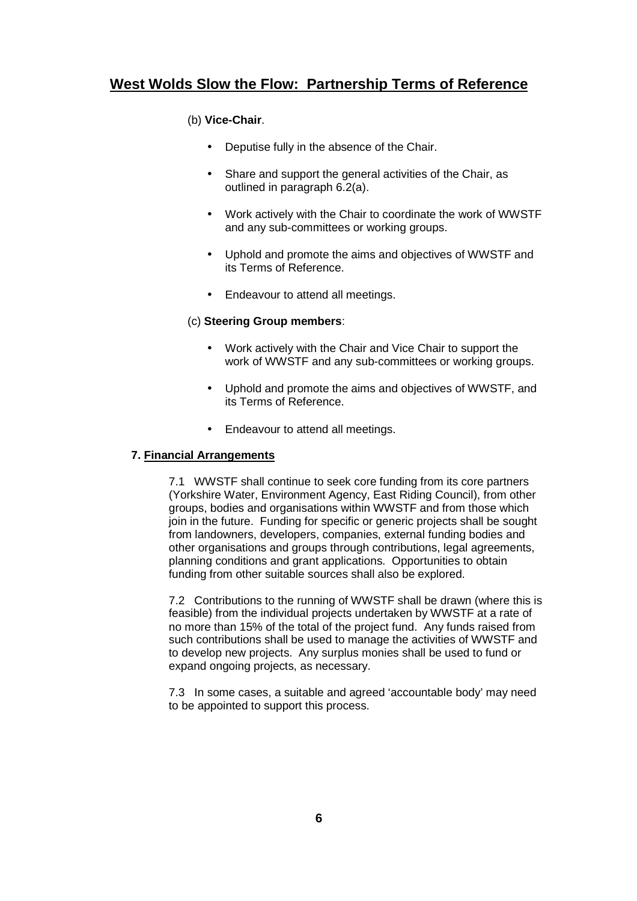(b) **Vice-Chair**.

- Deputise fully in the absence of the Chair.
- Share and support the general activities of the Chair, as outlined in paragraph 6.2(a).
- Work actively with the Chair to coordinate the work of WWSTF and any sub-committees or working groups.
- Uphold and promote the aims and objectives of WWSTF and its Terms of Reference.
- Endeavour to attend all meetings.

(c) **Steering Group members**:

- Work actively with the Chair and Vice Chair to support the work of WWSTF and any sub-committees or working groups.
- Uphold and promote the aims and objectives of WWSTF, and its Terms of Reference.
- Endeavour to attend all meetings.

## 7. Financial Arrangements

7.1 WWSTF shall continue to seek core funding from its core partners (Yorkshire Water, Environment Agency, East Riding Council), from other groups, bodies and organisations within WWSTF and from those which join in the future. Funding for specific or generic projects shall be sought from landowners, developers, companies, external funding bodies and other organisations and groups through contributions, legal agreements, planning conditions and grant applications. Opportunities to obtain funding from other suitable sources shall also be explored.

7.2 Contributions to the running of WWSTF shall be drawn (where this is feasible) from the individual projects undertaken by WWSTF at a rate of no more than 15% of the total of the project fund. Any funds raised from such contributions shall be used to manage the activities of WWSTF and to develop new projects. Any surplus monies shall be used to fund or expand ongoing projects, as necessary.

7.3 In some cases, a suitable and agreed 'accountable body' may need to be appointed to support this process.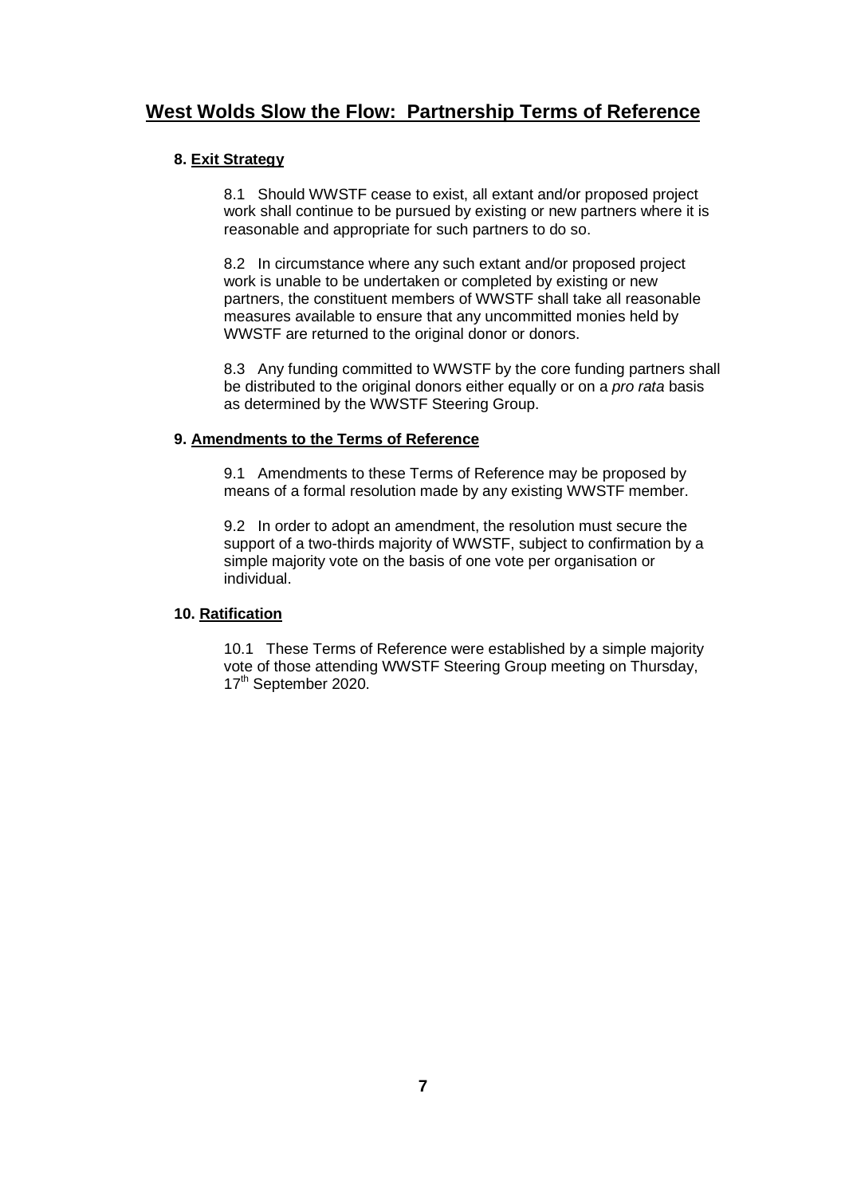# West Wolds Slow the Flow: Partnership Terms of Reference

## 8. Exit Strategy

8.1 Should WWSTF cease to exist, all extant and/or proposed project work shall continue to be pursued by existing or new partners where it is reasonable and appropriate for such partners to do so.

8.2 In circumstance where any such extant and/or proposed project work is unable to be undertaken or completed by existing or new partners, the constituent members of WWSTF shall take all reasonable measures available to ensure that any uncommitted monies held by WWSTF are returned to the original donor or donors.

8.3 Any funding committed to WWSTF by the core funding partners shall be distributed to the original donors either equally or on a *pro rata* basis as determined by the WWSTF Steering Group.

## 9. Amendments to the Terms of Reference

9.1 Amendments to these Terms of Reference may be proposed by means of a formal resolution made by any existing WWSTF member.

9.2 In order to adopt an amendment, the resolution must secure the support of a two-thirds majority of WWSTF, subject to confirmation by a simple majority vote on the basis of one vote per organisation or individual.

## 10. Ratification

10.1 These Terms of Reference were established by a simple majority vote of those attending WWSTF Steering Group meeting on Thursday, 17th September 2020.